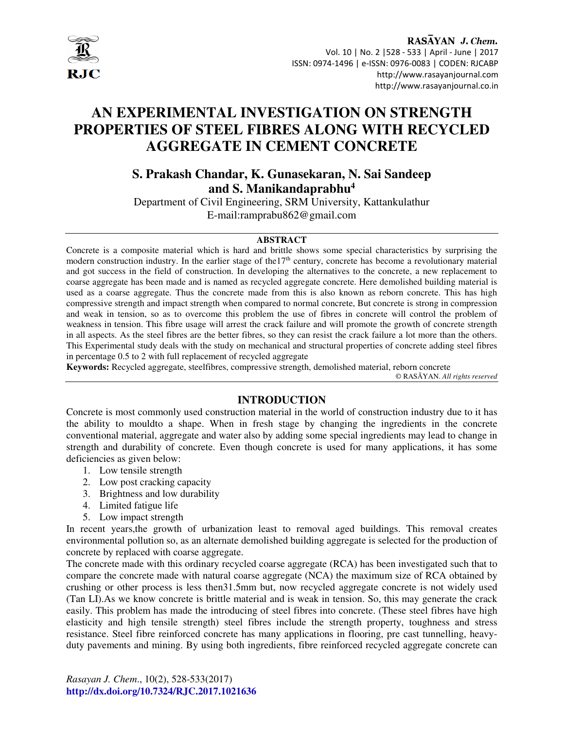# AN EXPERIMENTAL INVESTIGATION ON STRENGTH PROPERTIES OF STEEL FIBRES ALONG WITH RECYCLED AGGREGATE IN CEMENT CONCRETE

### S. Prakash Chandar, K. Gunasekaran, N. Sai Sandeep and S. Manikandaprabhu[4]

Department of Civil Engineering, SRM University, Kattankulathur
E-mail:ramprabu862@gmail.com

## ABSTRACT

Concrete is a composite material which is hard and brittle shows some special characteristics by surprising the modern construction industry. In the earlier stage of the17th century, concrete has become a revolutionary material and got success in the field of construction. In developing the alternatives to the concrete, a new replacement to coarse aggregate has been made and is named as recycled aggregate concrete. Here demolished building material is used as a coarse aggregate. Thus the concrete made from this is also known as reborn concrete. This has high compressive strength and impact strength when compared to normal concrete, But concrete is strong in compression and weak in tension, so as to overcome this problem the use of fibres in concrete will control the problem of weakness in tension. This fibre usage will arrest the crack failure and will promote the growth of concrete strength in all aspects. As the steel fibres are the better fibres, so they can resist the crack failure a lot more than the others. This Experimental study deals with the study on mechanical and structural properties of concrete adding steel fibres in percentage 0.5 to 2 with full replacement of recycled aggregate

**Keywords:** Recycled aggregate, steelfibres, compressive strength, demolished material, reborn concrete

© RASĀYAN. *All rights reserved*

## INTRODUCTION

Concrete is most commonly used construction material in the world of construction industry due to it has the ability to mouldto a shape. When in fresh stage by changing the ingredients in the concrete conventional material, aggregate and water also by adding some special ingredients may lead to change in strength and durability of concrete. Even though concrete is used for many applications, it has some deficiencies as given below:

1. Low tensile strength
2. Low post cracking capacity
3. Brightness and low durability
4. Limited fatigue life
5. Low impact strength

In recent years,the growth of urbanization least to removal aged buildings. This removal creates environmental pollution so, as an alternate demolished building aggregate is selected for the production of concrete by replaced with coarse aggregate.

The concrete made with this ordinary recycled coarse aggregate (RCA) has been investigated such that to compare the concrete made with natural coarse aggregate (NCA) the maximum size of RCA obtained by crushing or other process is less then31.5mm but, now recycled aggregate concrete is not widely used (Tan LI).As we know concrete is brittle material and is weak in tension. So, this may generate the crack easily. This problem has made the introducing of steel fibres into concrete. (These steel fibres have high elasticity and high tensile strength) steel fibres include the strength property, toughness and stress resistance. Steel fibre reinforced concrete has many applications in flooring, pre cast tunnelling, heavy-duty pavements and mining. By using both ingredients, fibre reinforced recycled aggregate concrete can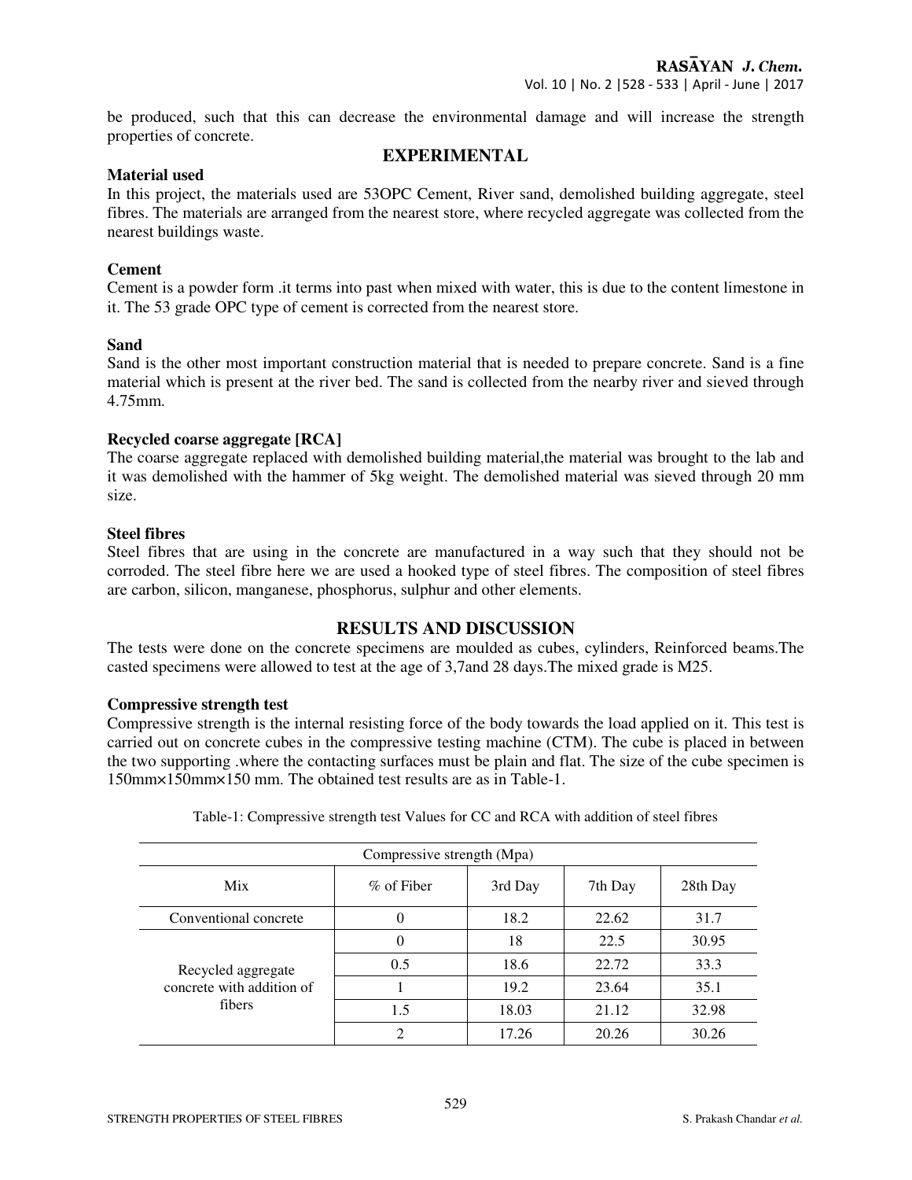be produced, such that this can decrease the environmental damage and will increase the strength properties of concrete.

## EXPERIMENTAL

### Material used

In this project, the materials used are 53OPC Cement, River sand, demolished building aggregate, steel fibres. The materials are arranged from the nearest store, where recycled aggregate was collected from the nearest buildings waste.

### Cement

Cement is a powder form .it terms into past when mixed with water, this is due to the content limestone in it. The 53 grade OPC type of cement is corrected from the nearest store.

### Sand

Sand is the other most important construction material that is needed to prepare concrete. Sand is a fine material which is present at the river bed. The sand is collected from the nearby river and sieved through 4.75mm.

### Recycled coarse aggregate [RCA]

The coarse aggregate replaced with demolished building material,the material was brought to the lab and it was demolished with the hammer of 5kg weight. The demolished material was sieved through 20 mm size.

### Steel fibres

Steel fibres that are using in the concrete are manufactured in a way such that they should not be corroded. The steel fibre here we are used a hooked type of steel fibres. The composition of steel fibres are carbon, silicon, manganese, phosphorus, sulphur and other elements.

## RESULTS AND DISCUSSION

The tests were done on the concrete specimens are moulded as cubes, cylinders, Reinforced beams.The casted specimens were allowed to test at the age of 3,7and 28 days.The mixed grade is M25.

### Compressive strength test

Compressive strength is the internal resisting force of the body towards the load applied on it. This test is carried out on concrete cubes in the compressive testing machine (CTM). The cube is placed in between the two supporting .where the contacting surfaces must be plain and flat. The size of the cube specimen is 150mm×150mm×150 mm. The obtained test results are as in Table-1.

Table-1: Compressive strength test Values for CC and RCA with addition of steel fibres

| Compressive strength (Mpa) | | | | |
|---|---|---|---|---|
| Mix | % of Fiber | 3rd Day | 7th Day | 28th Day |
| Conventional concrete | 0 | 18.2 | 22.62 | 31.7 |
| Recycled aggregate concrete with addition of fibers | 0 | 18 | 22.5 | 30.95 |
| | 0.5 | 18.6 | 22.72 | 33.3 |
| | 1 | 19.2 | 23.64 | 35.1 |
| | 1.5 | 18.03 | 21.12 | 32.98 |
| | 2 | 17.26 | 20.26 | 30.26 |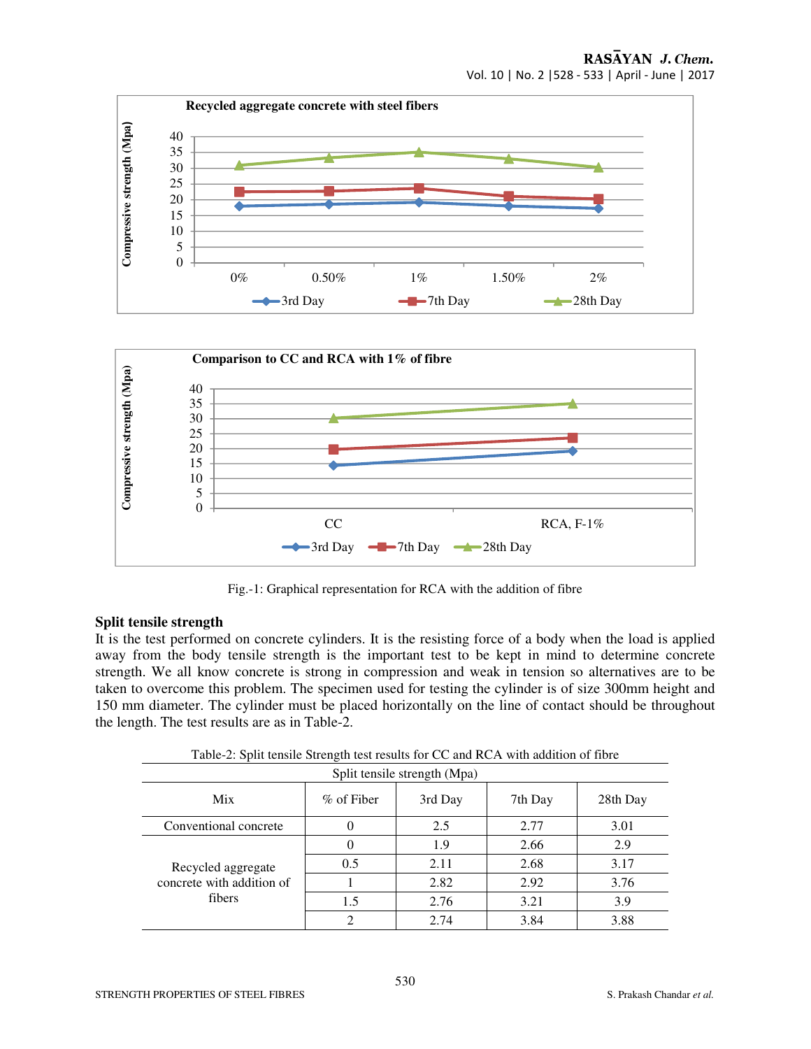Fig.-1: Graphical representation for RCA with the addition of fibre

## Split tensile strength

It is the test performed on concrete cylinders. It is the resisting force of a body when the load is applied away from the body tensile strength is the important test to be kept in mind to determine concrete strength. We all know concrete is strong in compression and weak in tension so alternatives are to be taken to overcome this problem. The specimen used for testing the cylinder is of size 300mm height and 150 mm diameter. The cylinder must be placed horizontally on the line of contact should be throughout the length. The test results are as in Table-2.

Table-2: Split tensile Strength test results for CC and RCA with addition of fibre

| Split tensile strength (Mpa) | | | | |
|---|---|---|---|---|
| Mix | % of Fiber | 3rd Day | 7th Day | 28th Day |
| Conventional concrete | 0 | 2.5 | 2.77 | 3.01 |
| Recycled aggregate concrete with addition of fibers | 0 | 1.9 | 2.66 | 2.9 |
| | 0.5 | 2.11 | 2.68 | 3.17 |
| | 1 | 2.82 | 2.92 | 3.76 |
| | 1.5 | 2.76 | 3.21 | 3.9 |
| | 2 | 2.74 | 3.84 | 3.88 |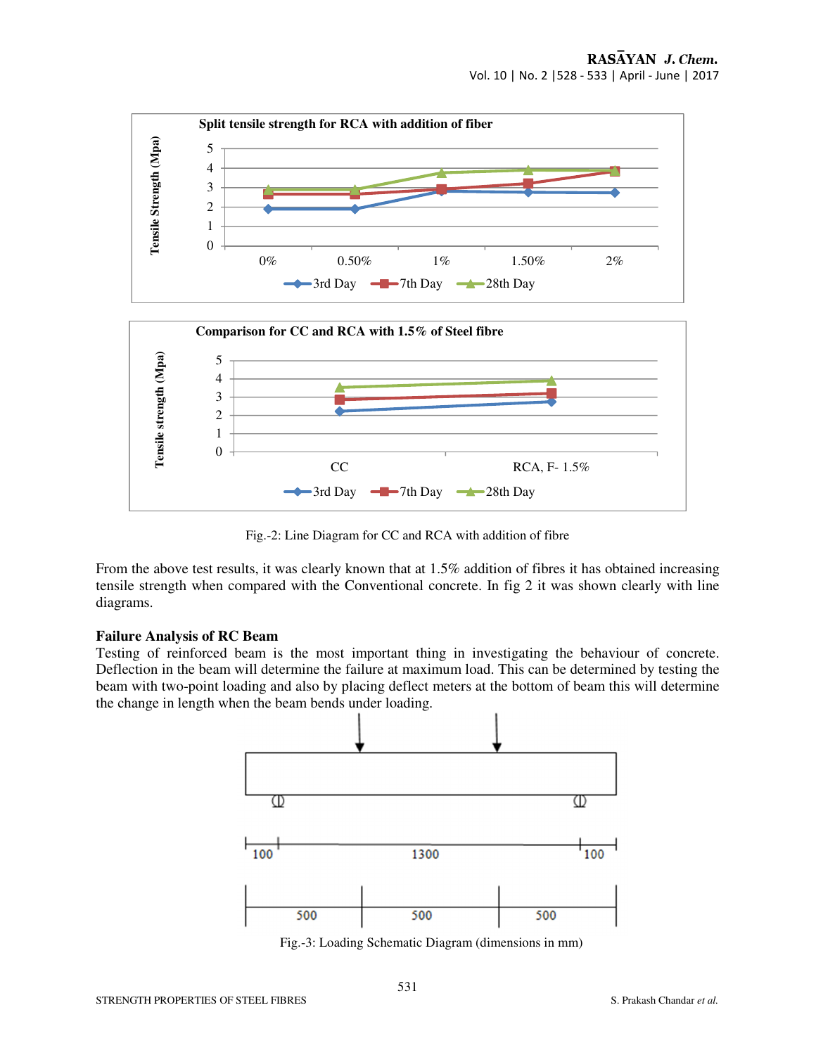Fig.-2: Line Diagram for CC and RCA with addition of fibre

From the above test results, it was clearly known that at 1.5% addition of fibres it has obtained increasing tensile strength when compared with the Conventional concrete. In fig 2 it was shown clearly with line diagrams.

**Failure Analysis of RC Beam**

Testing of reinforced beam is the most important thing in investigating the behaviour of concrete. Deflection in the beam will determine the failure at maximum load. This can be determined by testing the beam with two-point loading and also by placing deflect meters at the bottom of beam this will determine the change in length when the beam bends under loading.

Fig.-3: Loading Schematic Diagram (dimensions in mm)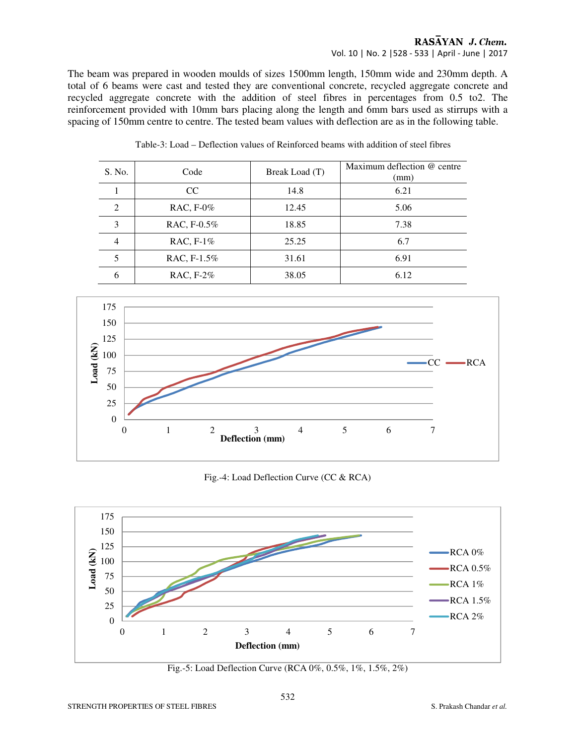The beam was prepared in wooden moulds of sizes 1500mm length, 150mm wide and 230mm depth. A total of 6 beams were cast and tested they are conventional concrete, recycled aggregate concrete and recycled aggregate concrete with the addition of steel fibres in percentages from 0.5 to2. The reinforcement provided with 10mm bars placing along the length and 6mm bars used as stirrups with a spacing of 150mm centre to centre. The tested beam values with deflection are as in the following table.

Table-3: Load – Deflection values of Reinforced beams with addition of steel fibres

| S. No. | Code | Break Load (T) | Maximum deflection @ centre (mm) |
|---|---|---|---|
| 1 | CC | 14.8 | 6.21 |
| 2 | RAC, F-0% | 12.45 | 5.06 |
| 3 | RAC, F-0.5% | 18.85 | 7.38 |
| 4 | RAC, F-1% | 25.25 | 6.7 |
| 5 | RAC, F-1.5% | 31.61 | 6.91 |
| 6 | RAC, F-2% | 38.05 | 6.12 |

Fig.-4: Load Deflection Curve (CC & RCA)

Fig.-5: Load Deflection Curve (RCA 0%, 0.5%, 1%, 1.5%, 2%)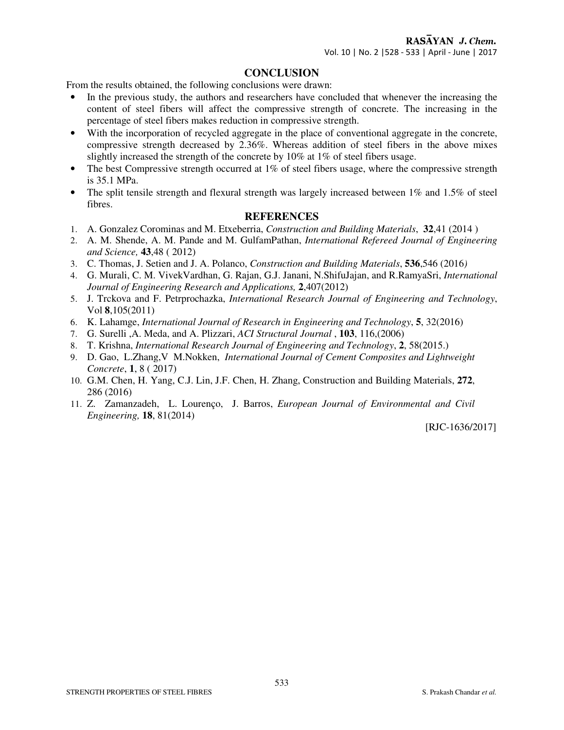## CONCLUSION

From the results obtained, the following conclusions were drawn:

- In the previous study, the authors and researchers have concluded that whenever the increasing the content of steel fibers will affect the compressive strength of concrete. The increasing in the percentage of steel fibers makes reduction in compressive strength.
- With the incorporation of recycled aggregate in the place of conventional aggregate in the concrete, compressive strength decreased by 2.36%. Whereas addition of steel fibers in the above mixes slightly increased the strength of the concrete by 10% at 1% of steel fibers usage.
- The best Compressive strength occurred at 1% of steel fibers usage, where the compressive strength is 35.1 MPa.
- The split tensile strength and flexural strength was largely increased between 1% and 1.5% of steel fibres.

## REFERENCES

1. A. Gonzalez Corominas and M. Etxeberria, *Construction and Building Materials*, **32**,41 (2014 )
2. A. M. Shende, A. M. Pande and M. GulfamPathan, *International Refereed Journal of Engineering and Science,* **43**,48 ( 2012)
3. C. Thomas, J. Setien and J. A. Polanco, *Construction and Building Materials*, **536**,546 (2016*)*
4. G. Murali, C. M. VivekVardhan, G. Rajan, G.J. Janani, N.ShifuJajan, and R.RamyaSri, *International Journal of Engineering Research and Applications,* **2**,407(2012)
5. J. Trckova and F. Petrprochazka, *International Research Journal of Engineering and Technology*, Vol **8**,105(2011)
6. K. Lahamge, *International Journal of Research in Engineering and Technology*, **5**, 32(2016)
7. G. Surelli ,A. Meda, and A. Plizzari, *ACI Structural Journal* , **103**, 116,(2006)
8. T. Krishna, *International Research Journal of Engineering and Technology*, **2**, 58(2015.)
9. D. Gao, L.Zhang,V M.Nokken, *International Journal of Cement Composites and Lightweight Concrete*, **1**, 8 ( 2017)
10. G.M. Chen, H. Yang, C.J. Lin, J.F. Chen, H. Zhang, Construction and Building Materials, **272**, 286 (2016)
11. Z. Zamanzadeh, L. Lourenço, J. Barros, *European Journal of Environmental and Civil Engineering,* **18**, 81(2014)

[RJC-1636/2017]